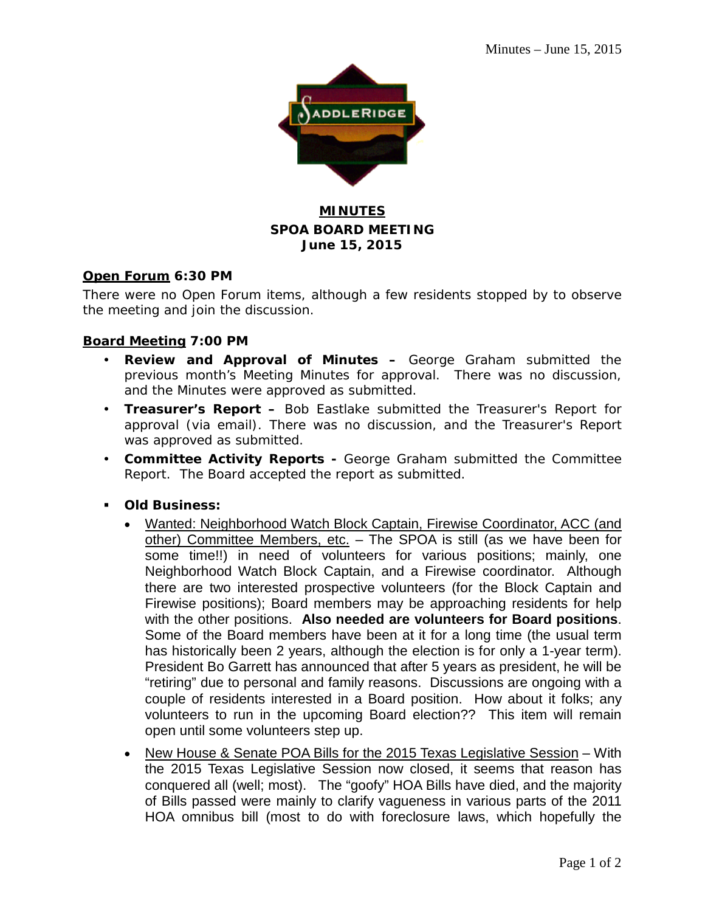# MINUTES
## SPOA BOARD MEETING
### June 15, 2015

**Open Forum 6:30 PM**

There were no Open Forum items, although a few residents stopped by to observe the meeting and join the discussion.

**Board Meeting 7:00 PM**

- **Review and Approval of Minutes –** George Graham submitted the previous month's Meeting Minutes for approval. There was no discussion, and the Minutes were approved as submitted.
- **Treasurer's Report –** Bob Eastlake submitted the Treasurer's Report for approval (via email). There was no discussion, and the Treasurer's Report was approved as submitted.
- **Committee Activity Reports -** George Graham submitted the Committee Report. The Board accepted the report as submitted.

- **Old Business:**
  - Wanted: Neighborhood Watch Block Captain, Firewise Coordinator, ACC (and other) Committee Members, etc. – The SPOA is still (as we have been for some time!!) in need of volunteers for various positions; mainly, one Neighborhood Watch Block Captain, and a Firewise coordinator. Although there are two interested prospective volunteers (for the Block Captain and Firewise positions); Board members may be approaching residents for help with the other positions. **Also needed are volunteers for Board positions**. Some of the Board members have been at it for a long time (the usual term has historically been 2 years, although the election is for only a 1-year term). President Bo Garrett has announced that after 5 years as president, he will be "retiring" due to personal and family reasons. Discussions are ongoing with a couple of residents interested in a Board position. How about it folks; any volunteers to run in the upcoming Board election?? This item will remain open until some volunteers step up.
  - New House & Senate POA Bills for the 2015 Texas Legislative Session – With the 2015 Texas Legislative Session now closed, it seems that reason has conquered all (well; most). The "goofy" HOA Bills have died, and the majority of Bills passed were mainly to clarify vagueness in various parts of the 2011 HOA omnibus bill (most to do with foreclosure laws, which hopefully the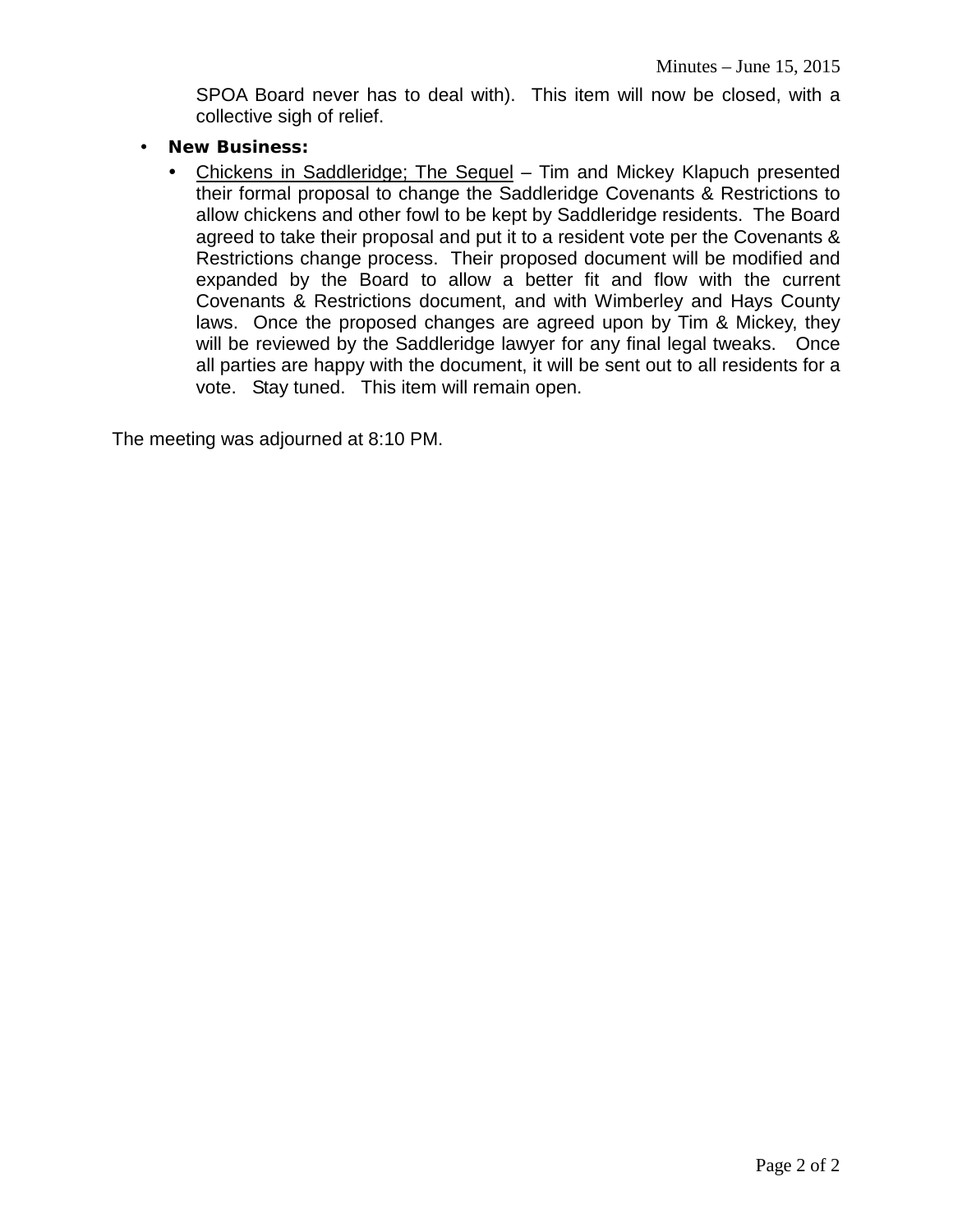SPOA Board never has to deal with). This item will now be closed, with a collective sigh of relief.

- **New Business:**
  - Chickens in Saddleridge; The Sequel – Tim and Mickey Klapuch presented their formal proposal to change the Saddleridge Covenants & Restrictions to allow chickens and other fowl to be kept by Saddleridge residents. The Board agreed to take their proposal and put it to a resident vote per the Covenants & Restrictions change process. Their proposed document will be modified and expanded by the Board to allow a better fit and flow with the current Covenants & Restrictions document, and with Wimberley and Hays County laws. Once the proposed changes are agreed upon by Tim & Mickey, they will be reviewed by the Saddleridge lawyer for any final legal tweaks. Once all parties are happy with the document, it will be sent out to all residents for a vote. Stay tuned. This item will remain open.

The meeting was adjourned at 8:10 PM.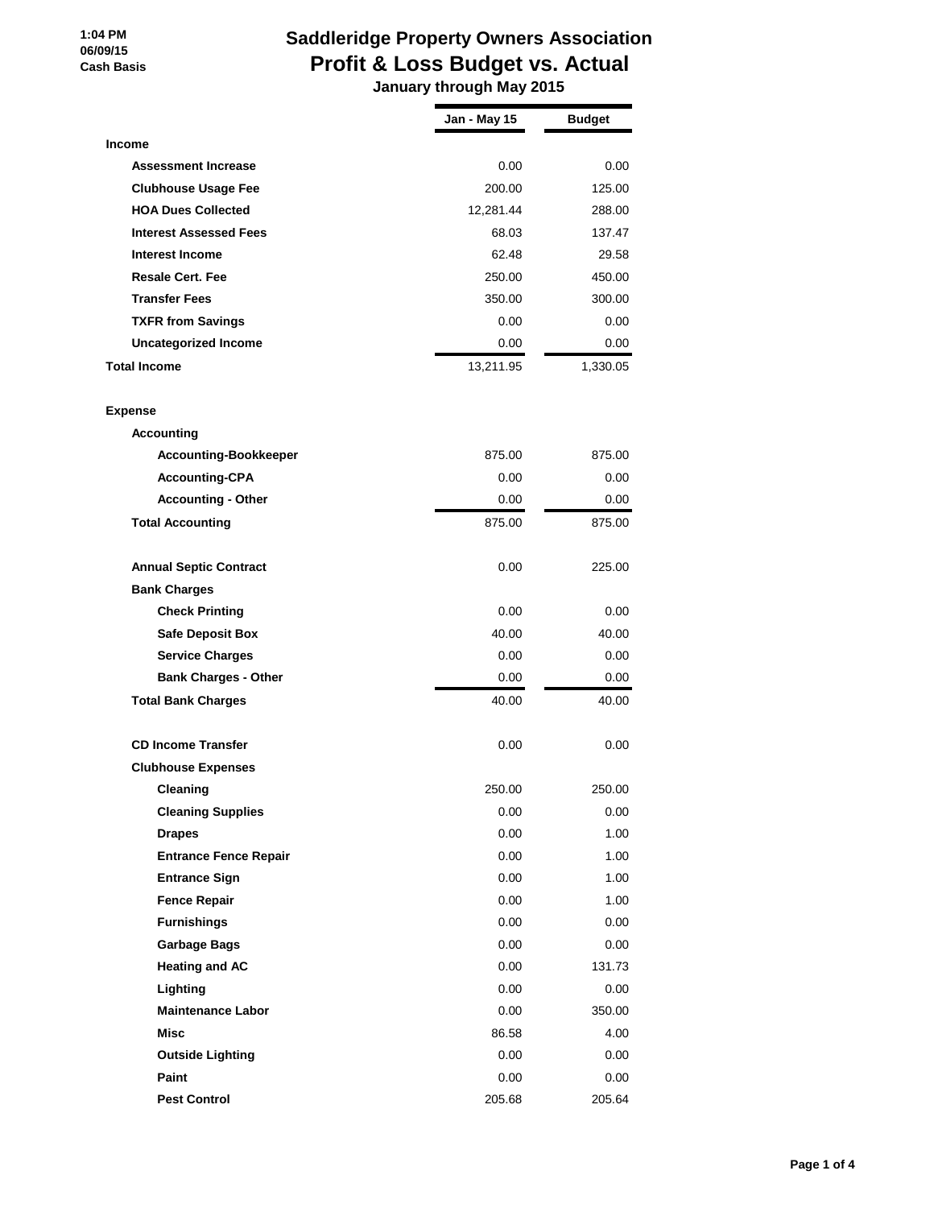1:04 PM
06/09/15
Cash Basis

# Saddleridge Property Owners Association
## Profit & Loss Budget vs. Actual
### January through May 2015

| | Jan - May 15 | Budget |
|---|---|---|
| **Income** | | |
| **Assessment Increase** | 0.00 | 0.00 |
| **Clubhouse Usage Fee** | 200.00 | 125.00 |
| **HOA Dues Collected** | 12,281.44 | 288.00 |
| **Interest Assessed Fees** | 68.03 | 137.47 |
| **Interest Income** | 62.48 | 29.58 |
| **Resale Cert. Fee** | 250.00 | 450.00 |
| **Transfer Fees** | 350.00 | 300.00 |
| **TXFR from Savings** | 0.00 | 0.00 |
| **Uncategorized Income** | 0.00 | 0.00 |
| **Total Income** | 13,211.95 | 1,330.05 |
| | | |
| **Expense** | | |
| **Accounting** | | |
| **Accounting-Bookkeeper** | 875.00 | 875.00 |
| **Accounting-CPA** | 0.00 | 0.00 |
| **Accounting - Other** | 0.00 | 0.00 |
| **Total Accounting** | 875.00 | 875.00 |
| | | |
| **Annual Septic Contract** | 0.00 | 225.00 |
| **Bank Charges** | | |
| **Check Printing** | 0.00 | 0.00 |
| **Safe Deposit Box** | 40.00 | 40.00 |
| **Service Charges** | 0.00 | 0.00 |
| **Bank Charges - Other** | 0.00 | 0.00 |
| **Total Bank Charges** | 40.00 | 40.00 |
| | | |
| **CD Income Transfer** | 0.00 | 0.00 |
| **Clubhouse Expenses** | | |
| **Cleaning** | 250.00 | 250.00 |
| **Cleaning Supplies** | 0.00 | 0.00 |
| **Drapes** | 0.00 | 1.00 |
| **Entrance Fence Repair** | 0.00 | 1.00 |
| **Entrance Sign** | 0.00 | 1.00 |
| **Fence Repair** | 0.00 | 1.00 |
| **Furnishings** | 0.00 | 0.00 |
| **Garbage Bags** | 0.00 | 0.00 |
| **Heating and AC** | 0.00 | 131.73 |
| **Lighting** | 0.00 | 0.00 |
| **Maintenance Labor** | 0.00 | 350.00 |
| **Misc** | 86.58 | 4.00 |
| **Outside Lighting** | 0.00 | 0.00 |
| **Paint** | 0.00 | 0.00 |
| **Pest Control** | 205.68 | 205.64 |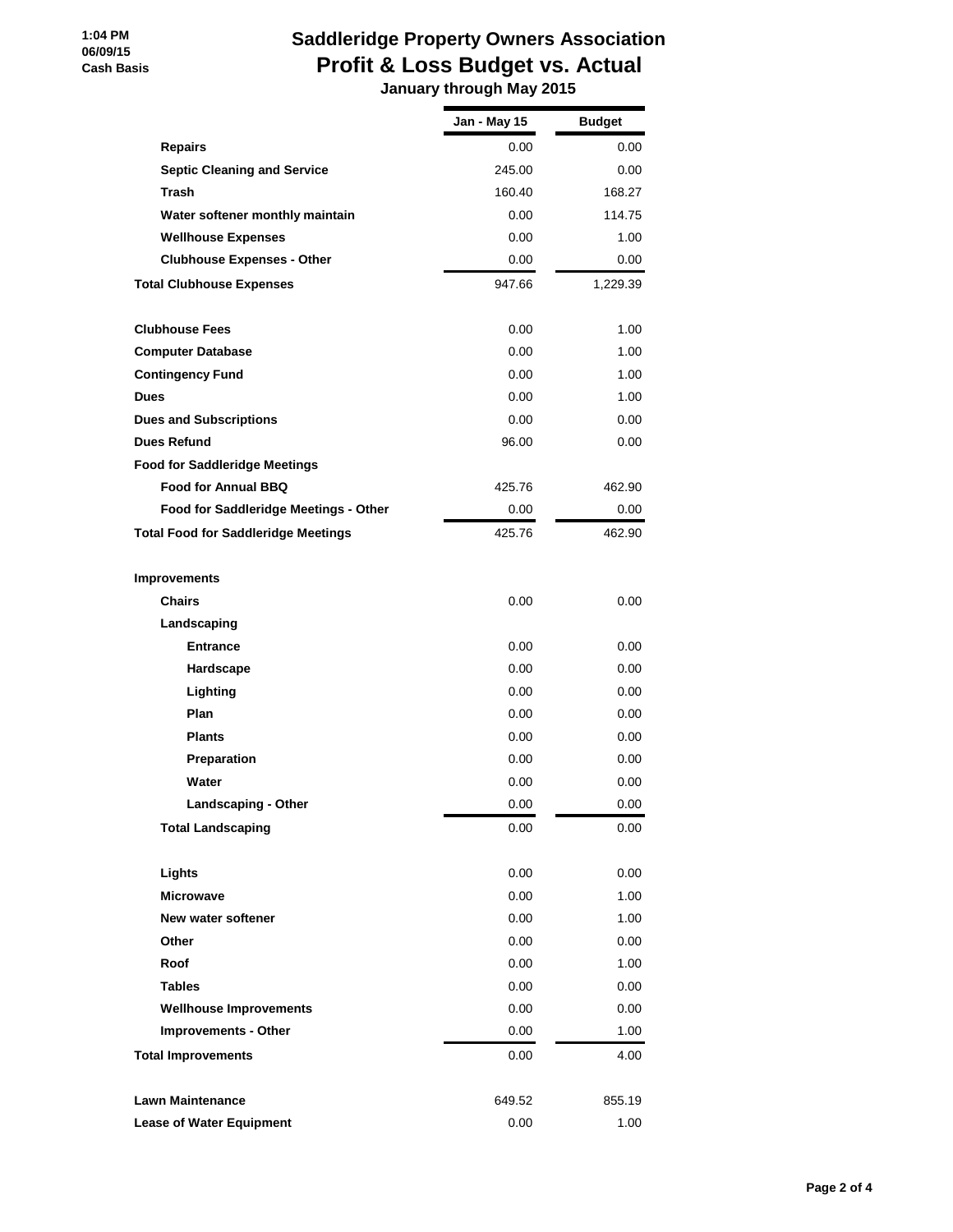# Saddleridge Property Owners Association

## Profit & Loss Budget vs. Actual

### January through May 2015

1:04 PM
06/09/15
Cash Basis

| | Jan - May 15 | Budget |
|---|---|---|
| **Repairs** | 0.00 | 0.00 |
| **Septic Cleaning and Service** | 245.00 | 0.00 |
| **Trash** | 160.40 | 168.27 |
| **Water softener monthly maintain** | 0.00 | 114.75 |
| **Wellhouse Expenses** | 0.00 | 1.00 |
| **Clubhouse Expenses - Other** | 0.00 | 0.00 |
| **Total Clubhouse Expenses** | 947.66 | 1,229.39 |
| | | |
| **Clubhouse Fees** | 0.00 | 1.00 |
| **Computer Database** | 0.00 | 1.00 |
| **Contingency Fund** | 0.00 | 1.00 |
| **Dues** | 0.00 | 1.00 |
| **Dues and Subscriptions** | 0.00 | 0.00 |
| **Dues Refund** | 96.00 | 0.00 |
| **Food for Saddleridge Meetings** | | |
| **Food for Annual BBQ** | 425.76 | 462.90 |
| **Food for Saddleridge Meetings - Other** | 0.00 | 0.00 |
| **Total Food for Saddleridge Meetings** | 425.76 | 462.90 |
| | | |
| **Improvements** | | |
| **Chairs** | 0.00 | 0.00 |
| **Landscaping** | | |
| **Entrance** | 0.00 | 0.00 |
| **Hardscape** | 0.00 | 0.00 |
| **Lighting** | 0.00 | 0.00 |
| **Plan** | 0.00 | 0.00 |
| **Plants** | 0.00 | 0.00 |
| **Preparation** | 0.00 | 0.00 |
| **Water** | 0.00 | 0.00 |
| **Landscaping - Other** | 0.00 | 0.00 |
| **Total Landscaping** | 0.00 | 0.00 |
| | | |
| **Lights** | 0.00 | 0.00 |
| **Microwave** | 0.00 | 1.00 |
| **New water softener** | 0.00 | 1.00 |
| **Other** | 0.00 | 0.00 |
| **Roof** | 0.00 | 1.00 |
| **Tables** | 0.00 | 0.00 |
| **Wellhouse Improvements** | 0.00 | 0.00 |
| **Improvements - Other** | 0.00 | 1.00 |
| **Total Improvements** | 0.00 | 4.00 |
| | | |
| **Lawn Maintenance** | 649.52 | 855.19 |
| **Lease of Water Equipment** | 0.00 | 1.00 |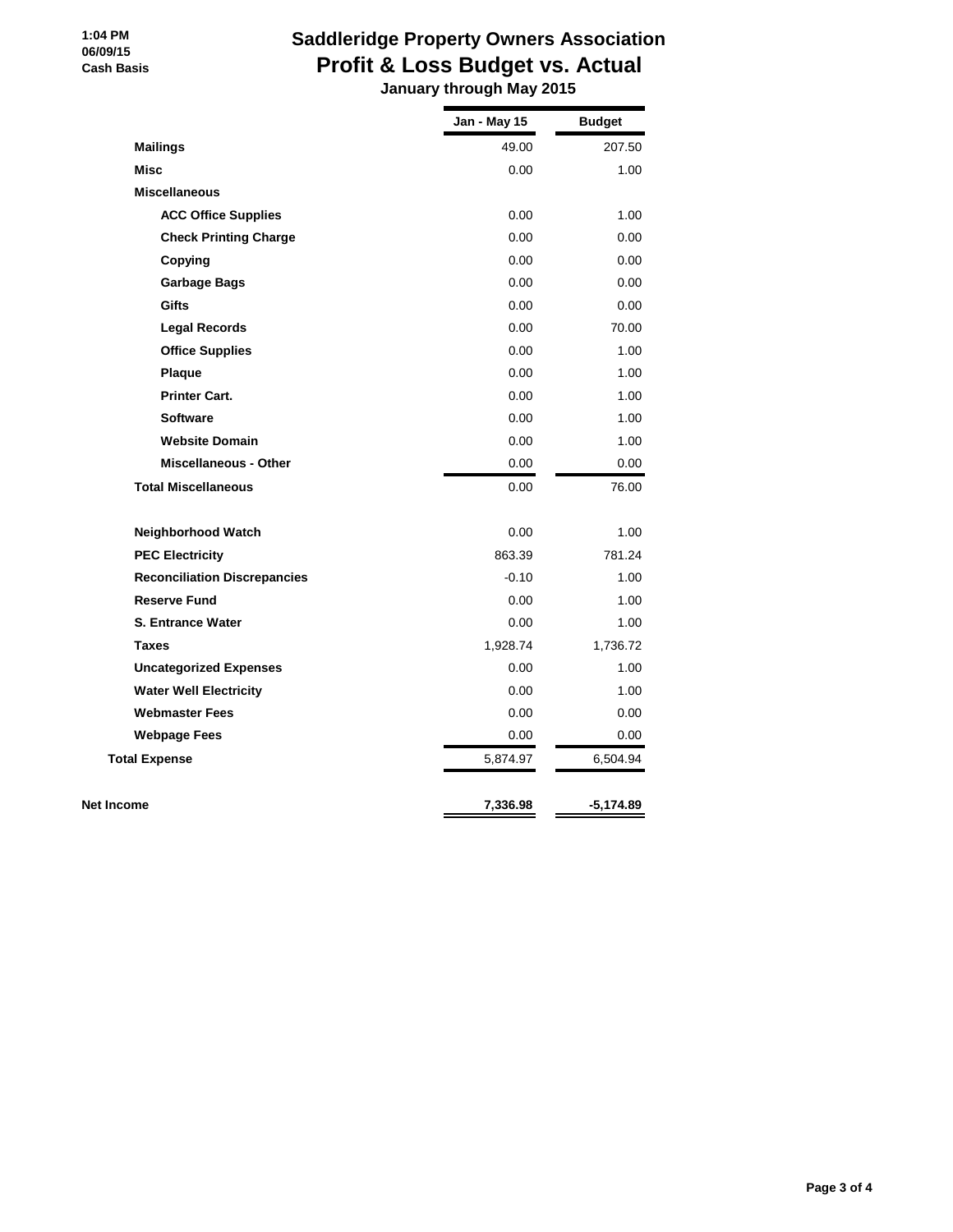# Saddleridge Property Owners Association

## Profit & Loss Budget vs. Actual

### January through May 2015

1:04 PM
06/09/15
Cash Basis

| | Jan - May 15 | Budget |
|---|---|---|
| **Mailings** | 49.00 | 207.50 |
| **Misc** | 0.00 | 1.00 |
| **Miscellaneous** | | |
| **ACC Office Supplies** | 0.00 | 1.00 |
| **Check Printing Charge** | 0.00 | 0.00 |
| **Copying** | 0.00 | 0.00 |
| **Garbage Bags** | 0.00 | 0.00 |
| **Gifts** | 0.00 | 0.00 |
| **Legal Records** | 0.00 | 70.00 |
| **Office Supplies** | 0.00 | 1.00 |
| **Plaque** | 0.00 | 1.00 |
| **Printer Cart.** | 0.00 | 1.00 |
| **Software** | 0.00 | 1.00 |
| **Website Domain** | 0.00 | 1.00 |
| **Miscellaneous - Other** | 0.00 | 0.00 |
| **Total Miscellaneous** | 0.00 | 76.00 |
| **Neighborhood Watch** | 0.00 | 1.00 |
| **PEC Electricity** | 863.39 | 781.24 |
| **Reconciliation Discrepancies** | -0.10 | 1.00 |
| **Reserve Fund** | 0.00 | 1.00 |
| **S. Entrance Water** | 0.00 | 1.00 |
| **Taxes** | 1,928.74 | 1,736.72 |
| **Uncategorized Expenses** | 0.00 | 1.00 |
| **Water Well Electricity** | 0.00 | 1.00 |
| **Webmaster Fees** | 0.00 | 0.00 |
| **Webpage Fees** | 0.00 | 0.00 |
| **Total Expense** | 5,874.97 | 6,504.94 |
| **Net Income** | **7,336.98** | **-5,174.89** |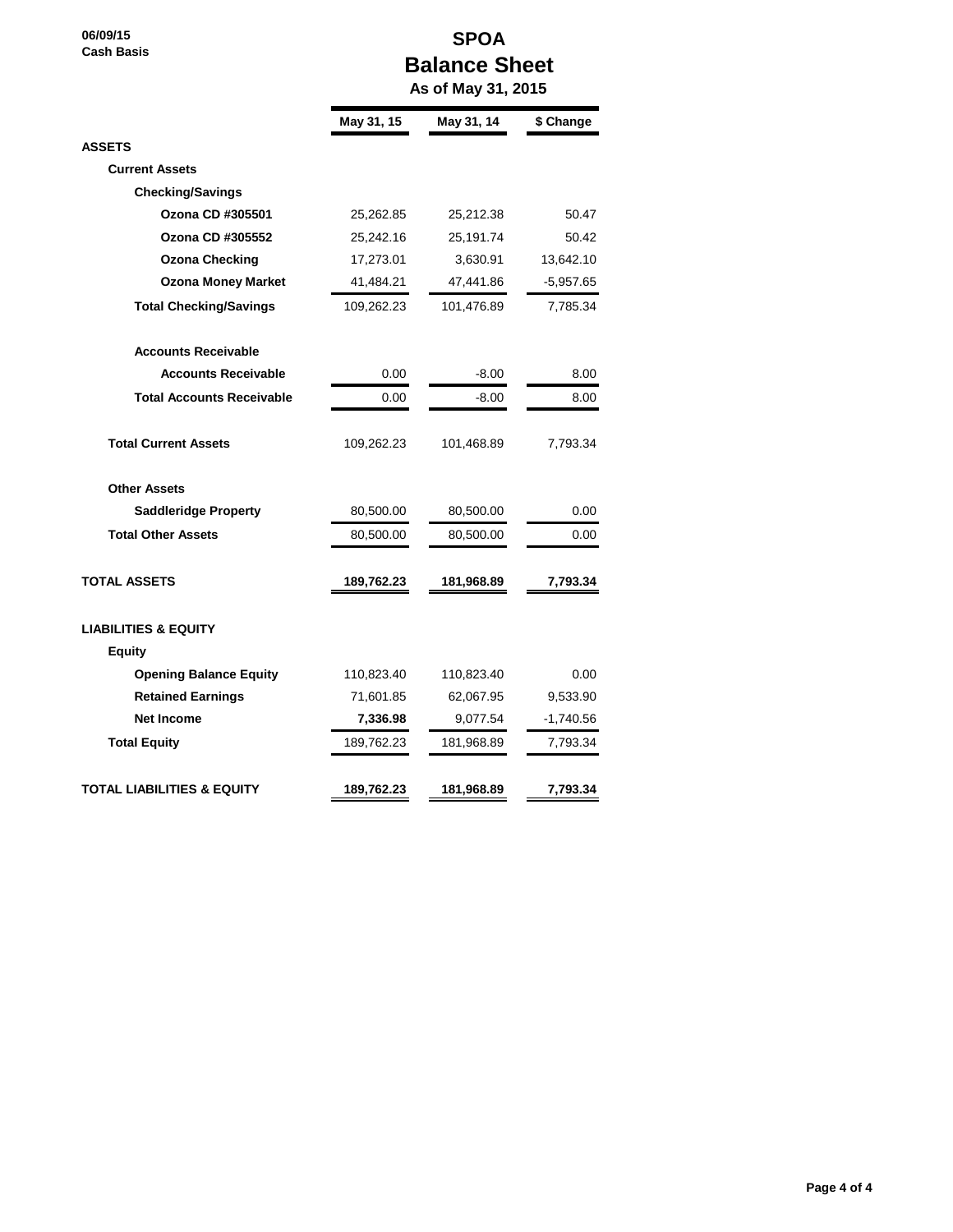06/09/15
Cash Basis

# SPOA
## Balance Sheet
### As of May 31, 2015

| | May 31, 15 | May 31, 14 | $ Change |
|---|---|---|---|
| **ASSETS** | | | |
| **Current Assets** | | | |
| **Checking/Savings** | | | |
| **Ozona CD #305501** | 25,262.85 | 25,212.38 | 50.47 |
| **Ozona CD #305552** | 25,242.16 | 25,191.74 | 50.42 |
| **Ozona Checking** | 17,273.01 | 3,630.91 | 13,642.10 |
| **Ozona Money Market** | 41,484.21 | 47,441.86 | -5,957.65 |
| **Total Checking/Savings** | 109,262.23 | 101,476.89 | 7,785.34 |
| **Accounts Receivable** | | | |
| **Accounts Receivable** | 0.00 | -8.00 | 8.00 |
| **Total Accounts Receivable** | 0.00 | -8.00 | 8.00 |
| **Total Current Assets** | 109,262.23 | 101,468.89 | 7,793.34 |
| **Other Assets** | | | |
| **Saddleridge Property** | 80,500.00 | 80,500.00 | 0.00 |
| **Total Other Assets** | 80,500.00 | 80,500.00 | 0.00 |
| **TOTAL ASSETS** | **189,762.23** | **181,968.89** | **7,793.34** |
| **LIABILITIES & EQUITY** | | | |
| **Equity** | | | |
| **Opening Balance Equity** | 110,823.40 | 110,823.40 | 0.00 |
| **Retained Earnings** | 71,601.85 | 62,067.95 | 9,533.90 |
| **Net Income** | **7,336.98** | 9,077.54 | -1,740.56 |
| **Total Equity** | 189,762.23 | 181,968.89 | 7,793.34 |
| **TOTAL LIABILITIES & EQUITY** | **189,762.23** | **181,968.89** | **7,793.34** |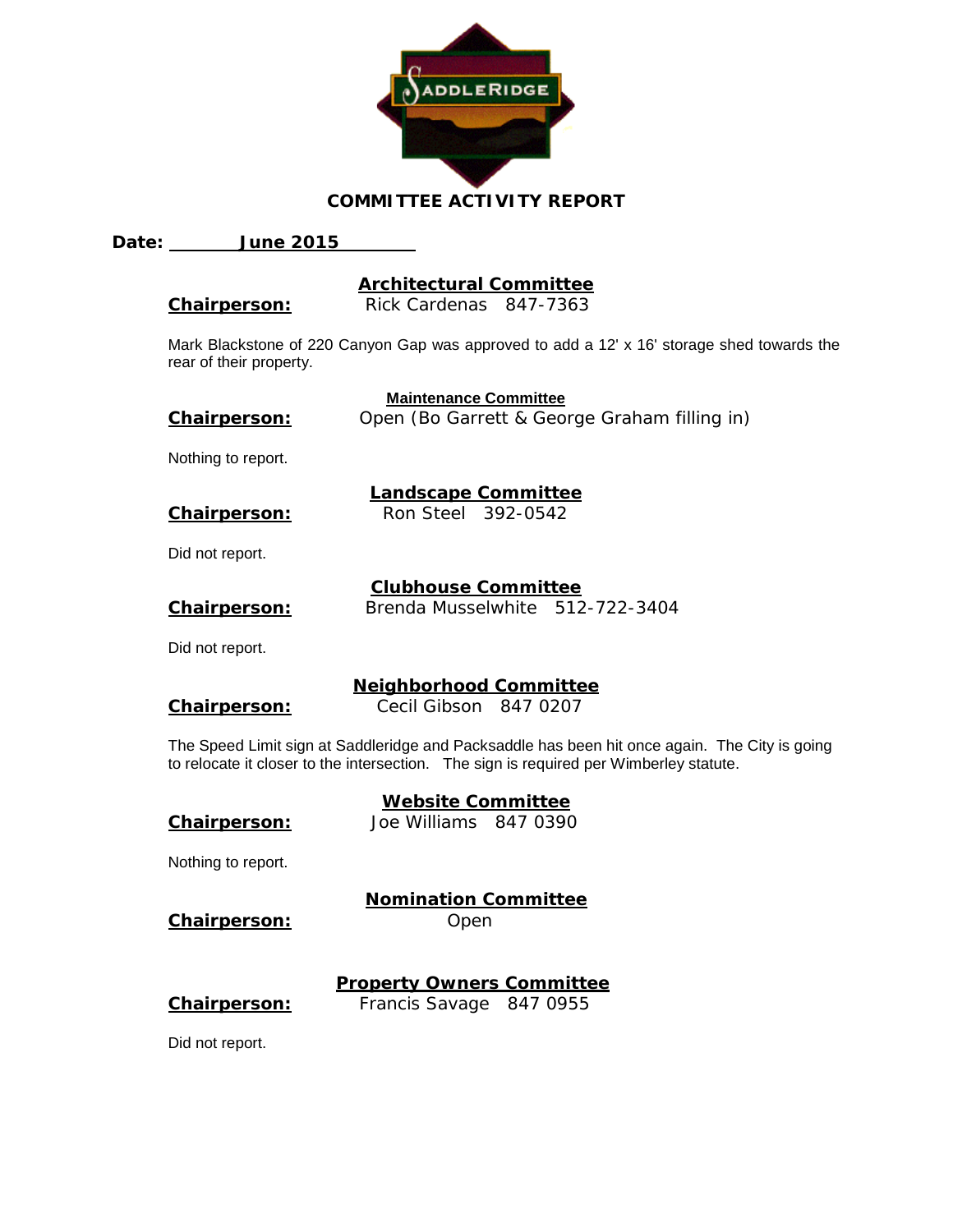# COMMITTEE ACTIVITY REPORT

**Date: June 2015**

## Architectural Committee

**Chairperson:** Rick Cardenas 847-7363

Mark Blackstone of 220 Canyon Gap was approved to add a 12' x 16' storage shed towards the rear of their property.

## Maintenance Committee

**Chairperson:** Open (Bo Garrett & George Graham filling in)

Nothing to report.

## Landscape Committee

**Chairperson:** Ron Steel 392-0542

Did not report.

## Clubhouse Committee

**Chairperson:** Brenda Musselwhite 512-722-3404

Did not report.

## Neighborhood Committee

**Chairperson:** Cecil Gibson 847 0207

The Speed Limit sign at Saddleridge and Packsaddle has been hit once again. The City is going to relocate it closer to the intersection. The sign is required per Wimberley statute.

## Website Committee

**Chairperson:** Joe Williams 847 0390

Nothing to report.

## Nomination Committee

**Chairperson:** Open

## Property Owners Committee

**Chairperson:** Francis Savage 847 0955

Did not report.